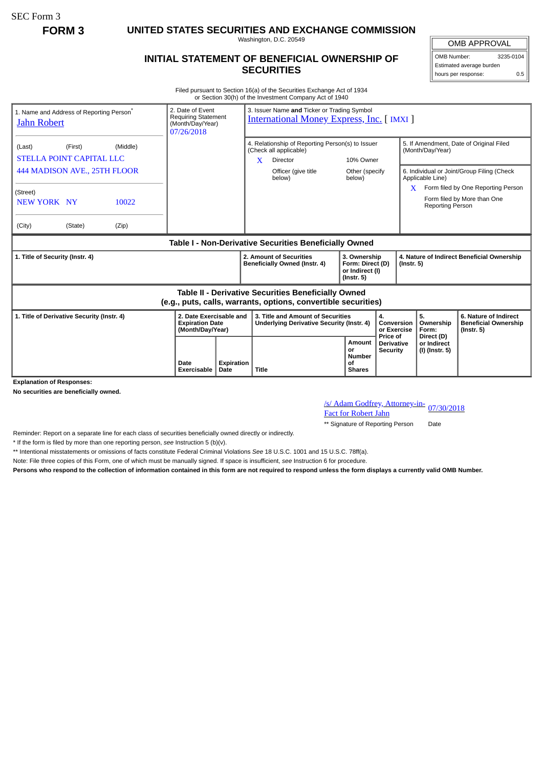SEC Form 3

# FORM 3 — UNITED STATES SECURITIES AND EXCHANGE COMMISSION

Washington, D.C. 20549

## INITIAL STATEMENT OF BENEFICIAL OWNERSHIP OF SECURITIES

| OMB APPROVAL | |
|---|---|
| OMB Number: | 3235-0104 |
| Estimated average burden hours per response: | 0.5 |

Filed pursuant to Section 16(a) of the Securities Exchange Act of 1934 or Section 30(h) of the Investment Company Act of 1940

| 1. Name and Address of Reporting Person* | 2. Date of Event Requiring Statement (Month/Day/Year) | 3. Issuer Name and Ticker or Trading Symbol |
|---|---|---|
| Jahn Robert | 07/26/2018 | International Money Express, Inc. [ IMXI ] |
| (Last) (First) (Middle) STELLA POINT CAPITAL LLC 444 MADISON AVE., 25TH FLOOR | | 4. Relationship of Reporting Person(s) to Issuer (Check all applicable): X Director; 10% Owner; Officer (give title below); Other (specify below) |
| (Street) NEW YORK NY 10022 | | 5. If Amendment, Date of Original Filed (Month/Day/Year) |
| (City) (State) (Zip) | | 6. Individual or Joint/Group Filing (Check Applicable Line): X Form filed by One Reporting Person; Form filed by More than One Reporting Person |

### Table I - Non-Derivative Securities Beneficially Owned

| 1. Title of Security (Instr. 4) | 2. Amount of Securities Beneficially Owned (Instr. 4) | 3. Ownership Form: Direct (D) or Indirect (I) (Instr. 5) | 4. Nature of Indirect Beneficial Ownership (Instr. 5) |
|---|---|---|---|

### Table II - Derivative Securities Beneficially Owned (e.g., puts, calls, warrants, options, convertible securities)

| 1. Title of Derivative Security (Instr. 4) | 2. Date Exercisable and Expiration Date (Month/Day/Year) | | 3. Title and Amount of Securities Underlying Derivative Security (Instr. 4) | | 4. Conversion or Exercise Price of Derivative Security | 5. Ownership Form: Direct (D) or Indirect (I) (Instr. 5) | 6. Nature of Indirect Beneficial Ownership (Instr. 5) |
|---|---|---|---|---|---|---|---|
| | Date Exercisable | Expiration Date | Title | Amount or Number of Shares | | | |

**Explanation of Responses:**

**No securities are beneficially owned.**

/s/ Adam Godfrey, Attorney-in-Fact for Robert Jahn — 07/30/2018

** Signature of Reporting Person — Date

Reminder: Report on a separate line for each class of securities beneficially owned directly or indirectly.

* If the form is filed by more than one reporting person, *see* Instruction 5 (b)(v).

** Intentional misstatements or omissions of facts constitute Federal Criminal Violations *See* 18 U.S.C. 1001 and 15 U.S.C. 78ff(a).

Note: File three copies of this Form, one of which must be manually signed. If space is insufficient, *see* Instruction 6 for procedure.

**Persons who respond to the collection of information contained in this form are not required to respond unless the form displays a currently valid OMB Number.**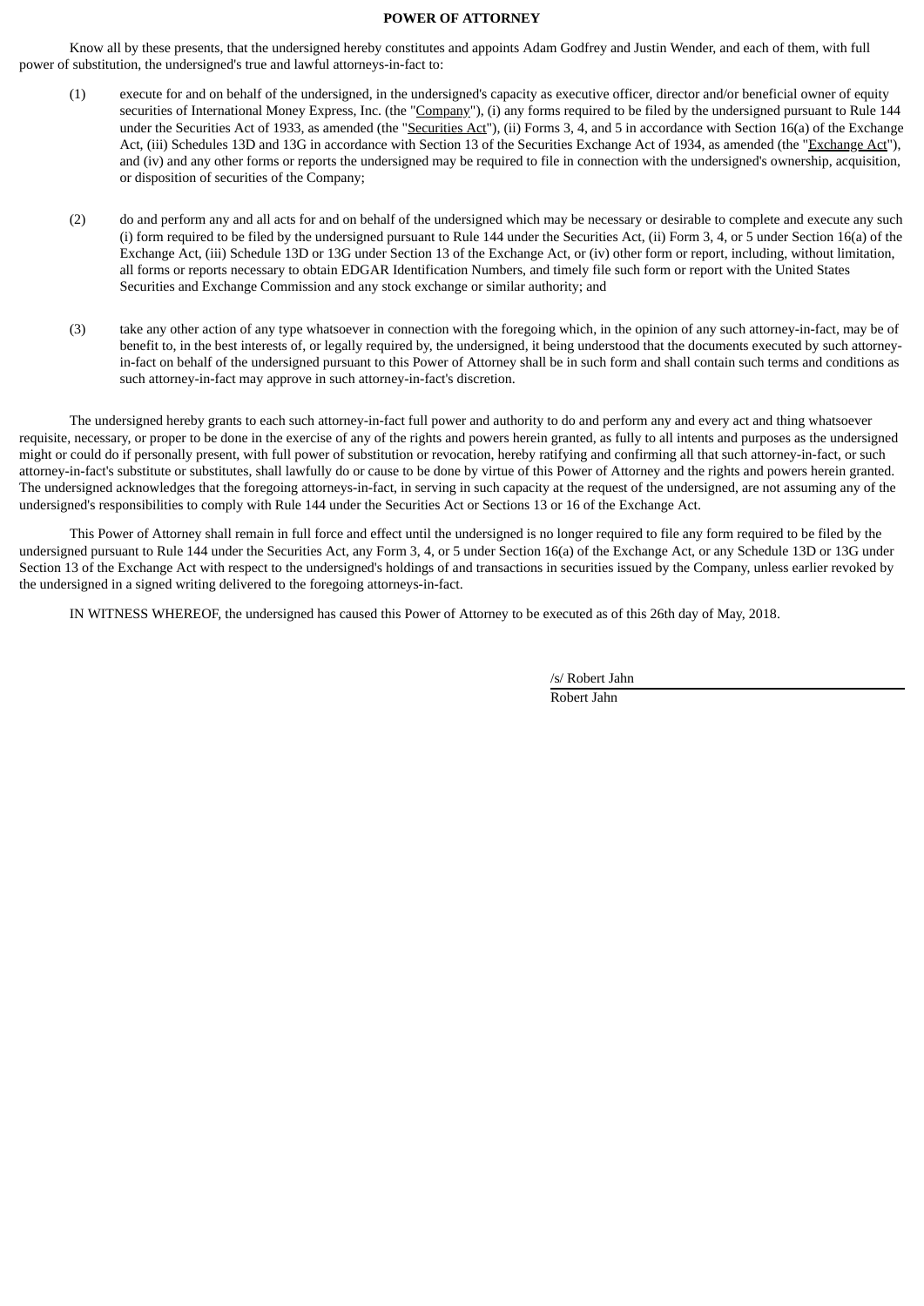# POWER OF ATTORNEY

Know all by these presents, that the undersigned hereby constitutes and appoints Adam Godfrey and Justin Wender, and each of them, with full power of substitution, the undersigned's true and lawful attorneys-in-fact to:

(1) execute for and on behalf of the undersigned, in the undersigned's capacity as executive officer, director and/or beneficial owner of equity securities of International Money Express, Inc. (the "Company"), (i) any forms required to be filed by the undersigned pursuant to Rule 144 under the Securities Act of 1933, as amended (the "Securities Act"), (ii) Forms 3, 4, and 5 in accordance with Section 16(a) of the Exchange Act, (iii) Schedules 13D and 13G in accordance with Section 13 of the Securities Exchange Act of 1934, as amended (the "Exchange Act"), and (iv) and any other forms or reports the undersigned may be required to file in connection with the undersigned's ownership, acquisition, or disposition of securities of the Company;

(2) do and perform any and all acts for and on behalf of the undersigned which may be necessary or desirable to complete and execute any such (i) form required to be filed by the undersigned pursuant to Rule 144 under the Securities Act, (ii) Form 3, 4, or 5 under Section 16(a) of the Exchange Act, (iii) Schedule 13D or 13G under Section 13 of the Exchange Act, or (iv) other form or report, including, without limitation, all forms or reports necessary to obtain EDGAR Identification Numbers, and timely file such form or report with the United States Securities and Exchange Commission and any stock exchange or similar authority; and

(3) take any other action of any type whatsoever in connection with the foregoing which, in the opinion of any such attorney-in-fact, may be of benefit to, in the best interests of, or legally required by, the undersigned, it being understood that the documents executed by such attorney-in-fact on behalf of the undersigned pursuant to this Power of Attorney shall be in such form and shall contain such terms and conditions as such attorney-in-fact may approve in such attorney-in-fact's discretion.

The undersigned hereby grants to each such attorney-in-fact full power and authority to do and perform any and every act and thing whatsoever requisite, necessary, or proper to be done in the exercise of any of the rights and powers herein granted, as fully to all intents and purposes as the undersigned might or could do if personally present, with full power of substitution or revocation, hereby ratifying and confirming all that such attorney-in-fact, or such attorney-in-fact's substitute or substitutes, shall lawfully do or cause to be done by virtue of this Power of Attorney and the rights and powers herein granted. The undersigned acknowledges that the foregoing attorneys-in-fact, in serving in such capacity at the request of the undersigned, are not assuming any of the undersigned's responsibilities to comply with Rule 144 under the Securities Act or Sections 13 or 16 of the Exchange Act.

This Power of Attorney shall remain in full force and effect until the undersigned is no longer required to file any form required to be filed by the undersigned pursuant to Rule 144 under the Securities Act, any Form 3, 4, or 5 under Section 16(a) of the Exchange Act, or any Schedule 13D or 13G under Section 13 of the Exchange Act with respect to the undersigned's holdings of and transactions in securities issued by the Company, unless earlier revoked by the undersigned in a signed writing delivered to the foregoing attorneys-in-fact.

IN WITNESS WHEREOF, the undersigned has caused this Power of Attorney to be executed as of this 26th day of May, 2018.

/s/ Robert Jahn

Robert Jahn